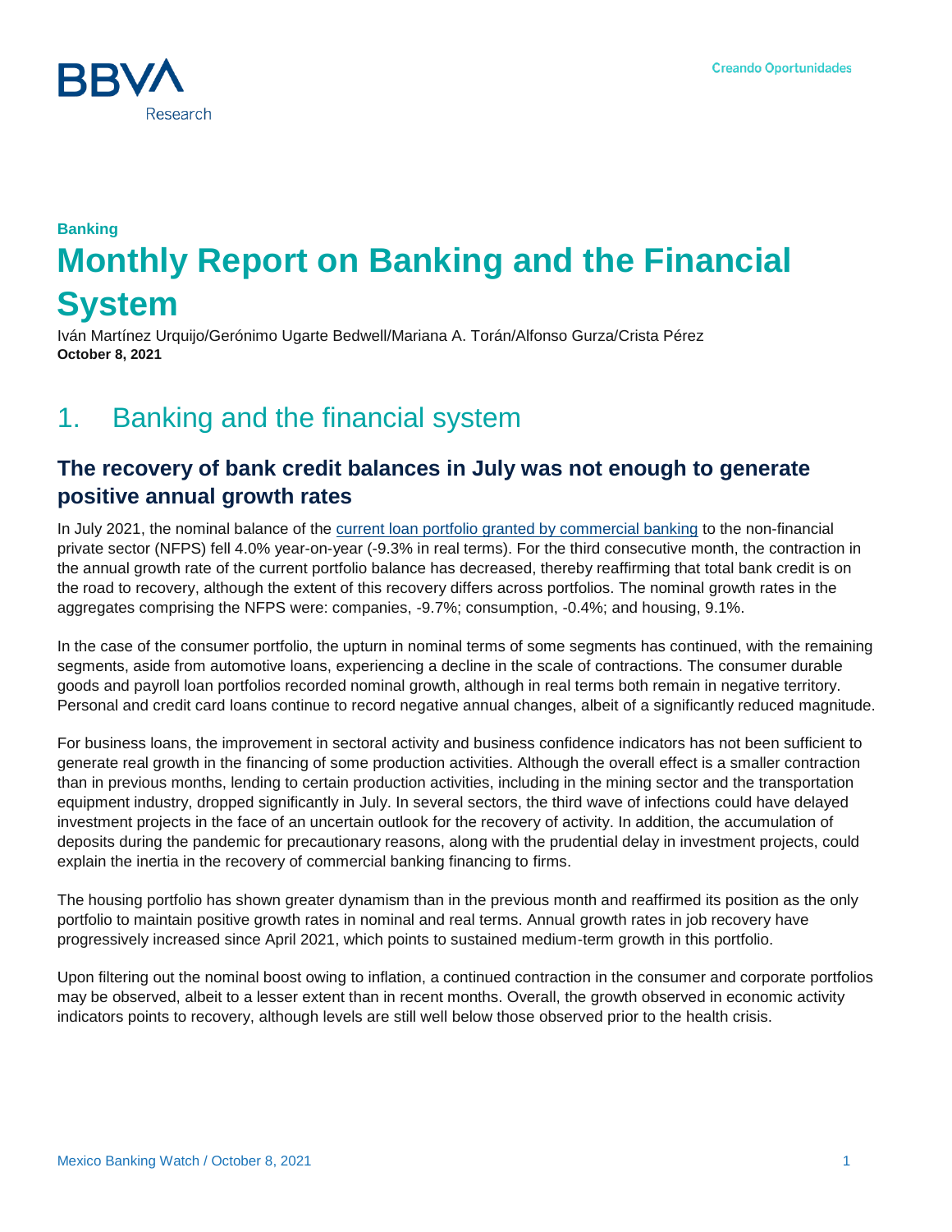Banking

# Monthly Report on Banking and the Financial System

Iván Martínez Urquijo/Gerónimo Ugarte Bedwell/Mariana A. Torán/Alfonso Gurza/Crista Pérez
**October 8, 2021**

## 1. Banking and the financial system

### The recovery of bank credit balances in July was not enough to generate positive annual growth rates

In July 2021, the nominal balance of the current loan portfolio granted by commercial banking to the non-financial private sector (NFPS) fell 4.0% year-on-year (-9.3% in real terms). For the third consecutive month, the contraction in the annual growth rate of the current portfolio balance has decreased, thereby reaffirming that total bank credit is on the road to recovery, although the extent of this recovery differs across portfolios. The nominal growth rates in the aggregates comprising the NFPS were: companies, -9.7%; consumption, -0.4%; and housing, 9.1%.

In the case of the consumer portfolio, the upturn in nominal terms of some segments has continued, with the remaining segments, aside from automotive loans, experiencing a decline in the scale of contractions. The consumer durable goods and payroll loan portfolios recorded nominal growth, although in real terms both remain in negative territory. Personal and credit card loans continue to record negative annual changes, albeit of a significantly reduced magnitude.

For business loans, the improvement in sectoral activity and business confidence indicators has not been sufficient to generate real growth in the financing of some production activities. Although the overall effect is a smaller contraction than in previous months, lending to certain production activities, including in the mining sector and the transportation equipment industry, dropped significantly in July. In several sectors, the third wave of infections could have delayed investment projects in the face of an uncertain outlook for the recovery of activity. In addition, the accumulation of deposits during the pandemic for precautionary reasons, along with the prudential delay in investment projects, could explain the inertia in the recovery of commercial banking financing to firms.

The housing portfolio has shown greater dynamism than in the previous month and reaffirmed its position as the only portfolio to maintain positive growth rates in nominal and real terms. Annual growth rates in job recovery have progressively increased since April 2021, which points to sustained medium-term growth in this portfolio.

Upon filtering out the nominal boost owing to inflation, a continued contraction in the consumer and corporate portfolios may be observed, albeit to a lesser extent than in recent months. Overall, the growth observed in economic activity indicators points to recovery, although levels are still well below those observed prior to the health crisis.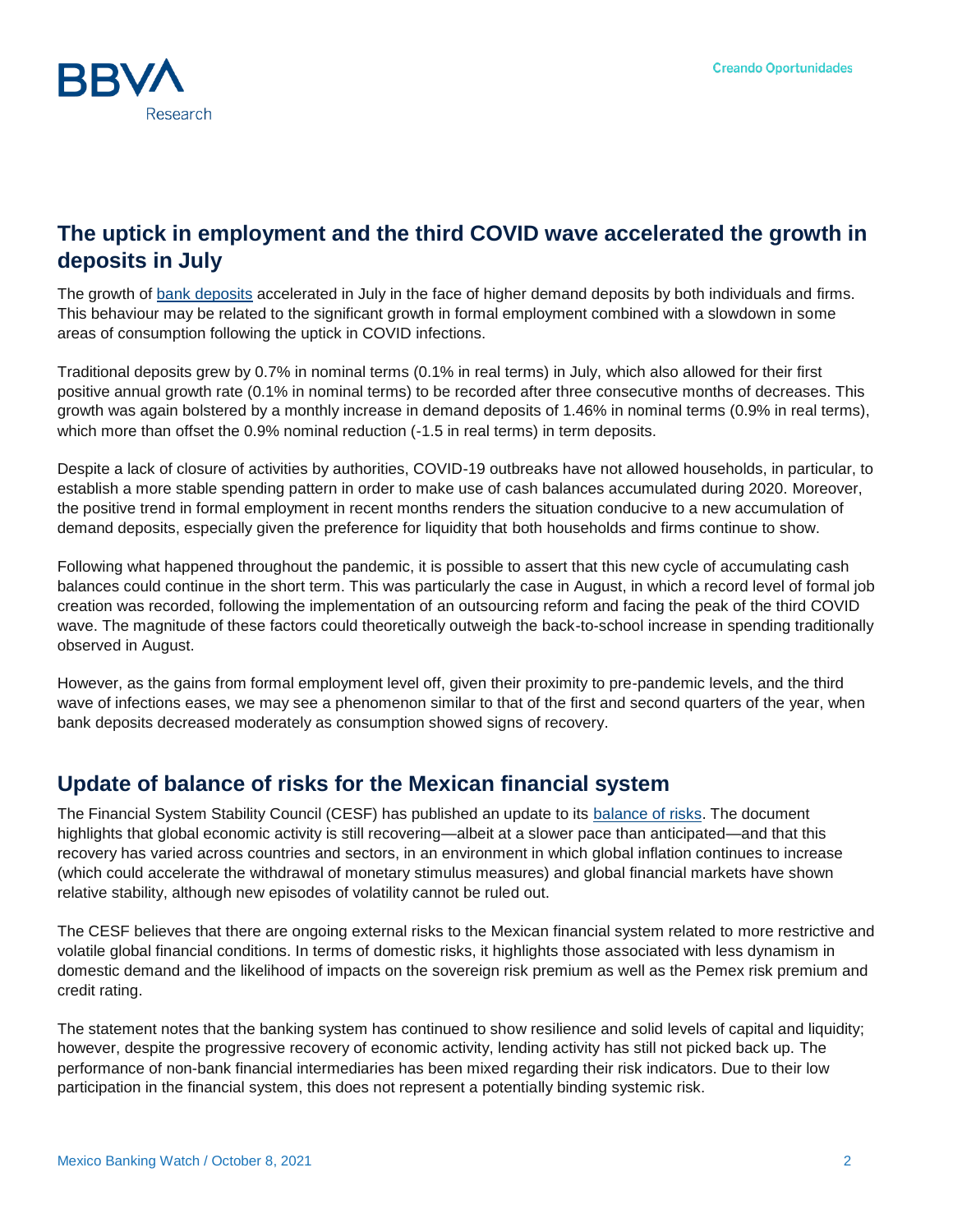## The uptick in employment and the third COVID wave accelerated the growth in deposits in July

The growth of bank deposits accelerated in July in the face of higher demand deposits by both individuals and firms. This behaviour may be related to the significant growth in formal employment combined with a slowdown in some areas of consumption following the uptick in COVID infections.

Traditional deposits grew by 0.7% in nominal terms (0.1% in real terms) in July, which also allowed for their first positive annual growth rate (0.1% in nominal terms) to be recorded after three consecutive months of decreases. This growth was again bolstered by a monthly increase in demand deposits of 1.46% in nominal terms (0.9% in real terms), which more than offset the 0.9% nominal reduction (-1.5 in real terms) in term deposits.

Despite a lack of closure of activities by authorities, COVID-19 outbreaks have not allowed households, in particular, to establish a more stable spending pattern in order to make use of cash balances accumulated during 2020. Moreover, the positive trend in formal employment in recent months renders the situation conducive to a new accumulation of demand deposits, especially given the preference for liquidity that both households and firms continue to show.

Following what happened throughout the pandemic, it is possible to assert that this new cycle of accumulating cash balances could continue in the short term. This was particularly the case in August, in which a record level of formal job creation was recorded, following the implementation of an outsourcing reform and facing the peak of the third COVID wave. The magnitude of these factors could theoretically outweigh the back-to-school increase in spending traditionally observed in August.

However, as the gains from formal employment level off, given their proximity to pre-pandemic levels, and the third wave of infections eases, we may see a phenomenon similar to that of the first and second quarters of the year, when bank deposits decreased moderately as consumption showed signs of recovery.

## Update of balance of risks for the Mexican financial system

The Financial System Stability Council (CESF) has published an update to its balance of risks. The document highlights that global economic activity is still recovering—albeit at a slower pace than anticipated—and that this recovery has varied across countries and sectors, in an environment in which global inflation continues to increase (which could accelerate the withdrawal of monetary stimulus measures) and global financial markets have shown relative stability, although new episodes of volatility cannot be ruled out.

The CESF believes that there are ongoing external risks to the Mexican financial system related to more restrictive and volatile global financial conditions. In terms of domestic risks, it highlights those associated with less dynamism in domestic demand and the likelihood of impacts on the sovereign risk premium as well as the Pemex risk premium and credit rating.

The statement notes that the banking system has continued to show resilience and solid levels of capital and liquidity; however, despite the progressive recovery of economic activity, lending activity has still not picked back up. The performance of non-bank financial intermediaries has been mixed regarding their risk indicators. Due to their low participation in the financial system, this does not represent a potentially binding systemic risk.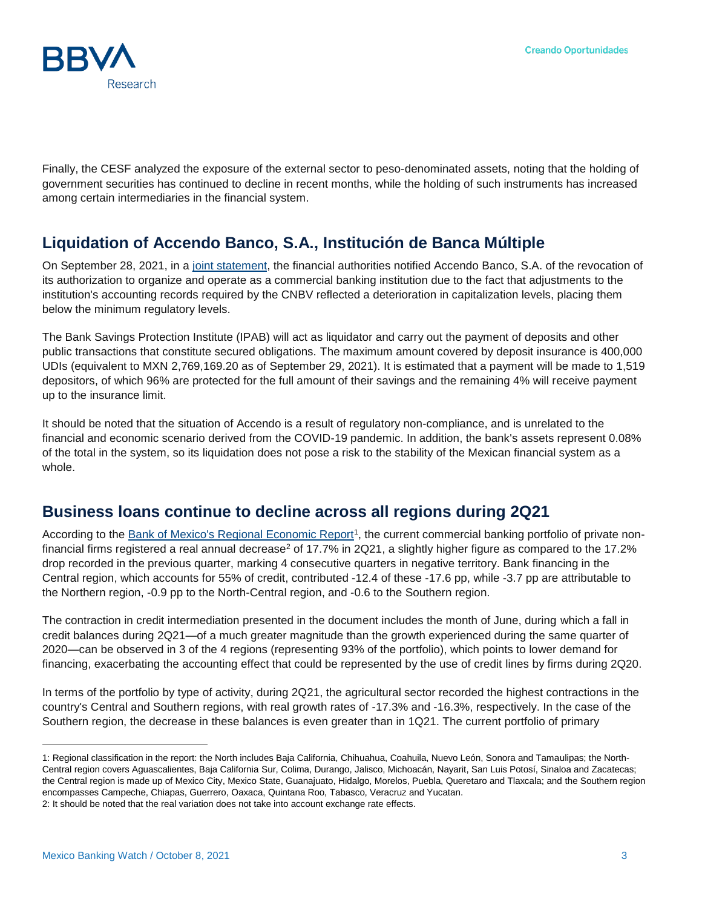Finally, the CESF analyzed the exposure of the external sector to peso-denominated assets, noting that the holding of government securities has continued to decline in recent months, while the holding of such instruments has increased among certain intermediaries in the financial system.

## Liquidation of Accendo Banco, S.A., Institución de Banca Múltiple

On September 28, 2021, in a joint statement, the financial authorities notified Accendo Banco, S.A. of the revocation of its authorization to organize and operate as a commercial banking institution due to the fact that adjustments to the institution's accounting records required by the CNBV reflected a deterioration in capitalization levels, placing them below the minimum regulatory levels.

The Bank Savings Protection Institute (IPAB) will act as liquidator and carry out the payment of deposits and other public transactions that constitute secured obligations. The maximum amount covered by deposit insurance is 400,000 UDIs (equivalent to MXN 2,769,169.20 as of September 29, 2021). It is estimated that a payment will be made to 1,519 depositors, of which 96% are protected for the full amount of their savings and the remaining 4% will receive payment up to the insurance limit.

It should be noted that the situation of Accendo is a result of regulatory non-compliance, and is unrelated to the financial and economic scenario derived from the COVID-19 pandemic. In addition, the bank's assets represent 0.08% of the total in the system, so its liquidation does not pose a risk to the stability of the Mexican financial system as a whole.

## Business loans continue to decline across all regions during 2Q21

According to the Bank of Mexico's Regional Economic Report[1], the current commercial banking portfolio of private non-financial firms registered a real annual decrease[2] of 17.7% in 2Q21, a slightly higher figure as compared to the 17.2% drop recorded in the previous quarter, marking 4 consecutive quarters in negative territory. Bank financing in the Central region, which accounts for 55% of credit, contributed -12.4 of these -17.6 pp, while -3.7 pp are attributable to the Northern region, -0.9 pp to the North-Central region, and -0.6 to the Southern region.

The contraction in credit intermediation presented in the document includes the month of June, during which a fall in credit balances during 2Q21—of a much greater magnitude than the growth experienced during the same quarter of 2020—can be observed in 3 of the 4 regions (representing 93% of the portfolio), which points to lower demand for financing, exacerbating the accounting effect that could be represented by the use of credit lines by firms during 2Q20.

In terms of the portfolio by type of activity, during 2Q21, the agricultural sector recorded the highest contractions in the country's Central and Southern regions, with real growth rates of -17.3% and -16.3%, respectively. In the case of the Southern region, the decrease in these balances is even greater than in 1Q21. The current portfolio of primary

---

1: Regional classification in the report: the North includes Baja California, Chihuahua, Coahuila, Nuevo León, Sonora and Tamaulipas; the North-Central region covers Aguascalientes, Baja California Sur, Colima, Durango, Jalisco, Michoacán, Nayarit, San Luis Potosí, Sinaloa and Zacatecas; the Central region is made up of Mexico City, Mexico State, Guanajuato, Hidalgo, Morelos, Puebla, Queretaro and Tlaxcala; and the Southern region encompasses Campeche, Chiapas, Guerrero, Oaxaca, Quintana Roo, Tabasco, Veracruz and Yucatan.

2: It should be noted that the real variation does not take into account exchange rate effects.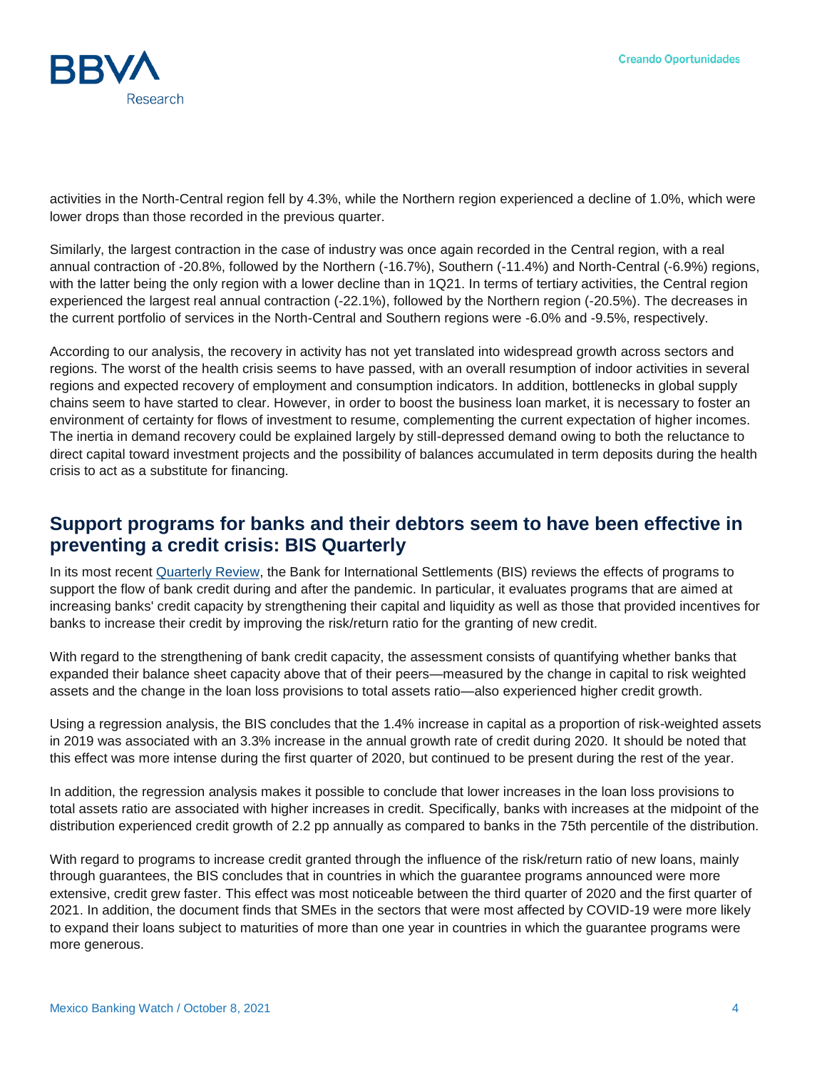activities in the North-Central region fell by 4.3%, while the Northern region experienced a decline of 1.0%, which were lower drops than those recorded in the previous quarter.

Similarly, the largest contraction in the case of industry was once again recorded in the Central region, with a real annual contraction of -20.8%, followed by the Northern (-16.7%), Southern (-11.4%) and North-Central (-6.9%) regions, with the latter being the only region with a lower decline than in 1Q21. In terms of tertiary activities, the Central region experienced the largest real annual contraction (-22.1%), followed by the Northern region (-20.5%). The decreases in the current portfolio of services in the North-Central and Southern regions were -6.0% and -9.5%, respectively.

According to our analysis, the recovery in activity has not yet translated into widespread growth across sectors and regions. The worst of the health crisis seems to have passed, with an overall resumption of indoor activities in several regions and expected recovery of employment and consumption indicators. In addition, bottlenecks in global supply chains seem to have started to clear. However, in order to boost the business loan market, it is necessary to foster an environment of certainty for flows of investment to resume, complementing the current expectation of higher incomes. The inertia in demand recovery could be explained largely by still-depressed demand owing to both the reluctance to direct capital toward investment projects and the possibility of balances accumulated in term deposits during the health crisis to act as a substitute for financing.

## Support programs for banks and their debtors seem to have been effective in preventing a credit crisis: BIS Quarterly

In its most recent Quarterly Review, the Bank for International Settlements (BIS) reviews the effects of programs to support the flow of bank credit during and after the pandemic. In particular, it evaluates programs that are aimed at increasing banks' credit capacity by strengthening their capital and liquidity as well as those that provided incentives for banks to increase their credit by improving the risk/return ratio for the granting of new credit.

With regard to the strengthening of bank credit capacity, the assessment consists of quantifying whether banks that expanded their balance sheet capacity above that of their peers—measured by the change in capital to risk weighted assets and the change in the loan loss provisions to total assets ratio—also experienced higher credit growth.

Using a regression analysis, the BIS concludes that the 1.4% increase in capital as a proportion of risk-weighted assets in 2019 was associated with an 3.3% increase in the annual growth rate of credit during 2020. It should be noted that this effect was more intense during the first quarter of 2020, but continued to be present during the rest of the year.

In addition, the regression analysis makes it possible to conclude that lower increases in the loan loss provisions to total assets ratio are associated with higher increases in credit. Specifically, banks with increases at the midpoint of the distribution experienced credit growth of 2.2 pp annually as compared to banks in the 75th percentile of the distribution.

With regard to programs to increase credit granted through the influence of the risk/return ratio of new loans, mainly through guarantees, the BIS concludes that in countries in which the guarantee programs announced were more extensive, credit grew faster. This effect was most noticeable between the third quarter of 2020 and the first quarter of 2021. In addition, the document finds that SMEs in the sectors that were most affected by COVID-19 were more likely to expand their loans subject to maturities of more than one year in countries in which the guarantee programs were more generous.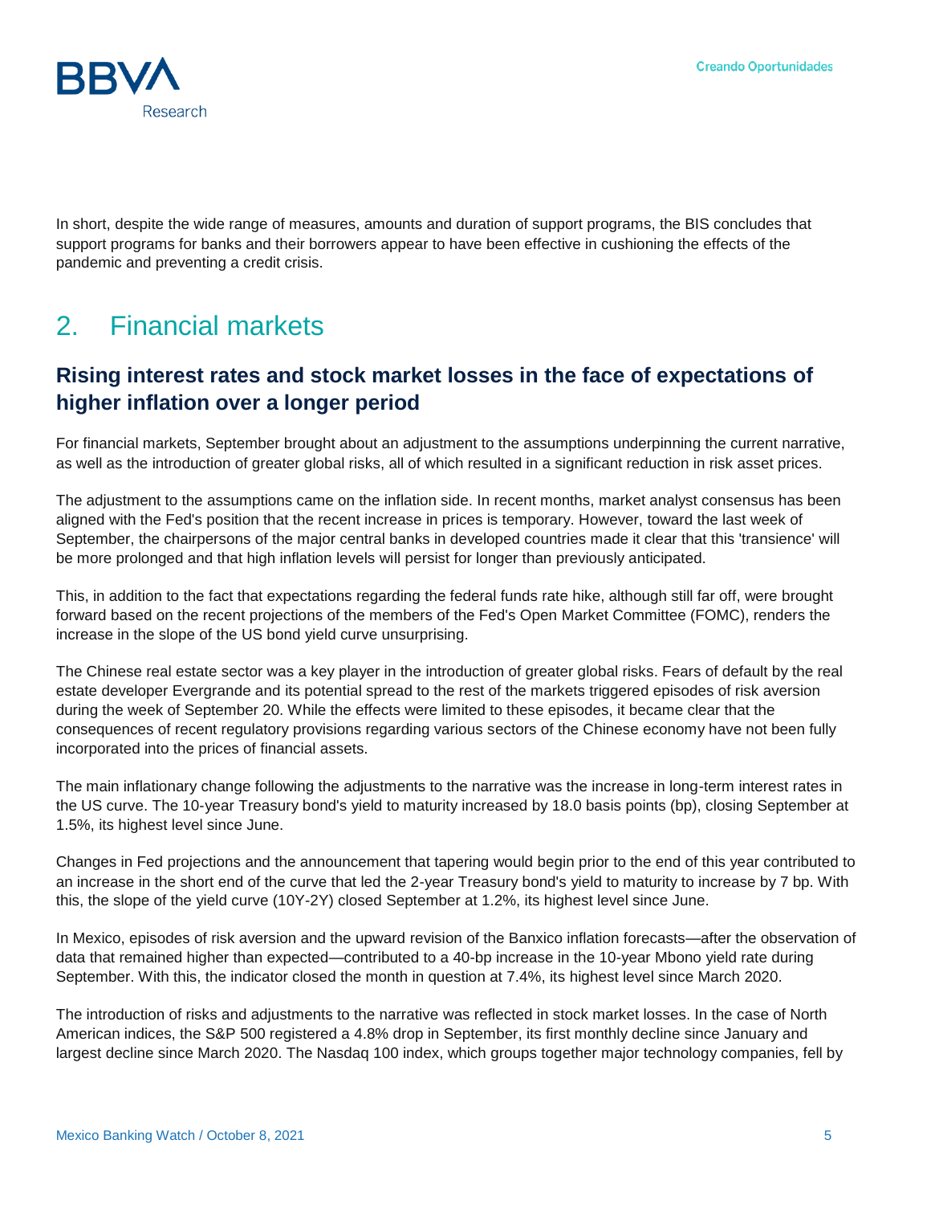In short, despite the wide range of measures, amounts and duration of support programs, the BIS concludes that support programs for banks and their borrowers appear to have been effective in cushioning the effects of the pandemic and preventing a credit crisis.

# 2. Financial markets

## Rising interest rates and stock market losses in the face of expectations of higher inflation over a longer period

For financial markets, September brought about an adjustment to the assumptions underpinning the current narrative, as well as the introduction of greater global risks, all of which resulted in a significant reduction in risk asset prices.

The adjustment to the assumptions came on the inflation side. In recent months, market analyst consensus has been aligned with the Fed's position that the recent increase in prices is temporary. However, toward the last week of September, the chairpersons of the major central banks in developed countries made it clear that this 'transience' will be more prolonged and that high inflation levels will persist for longer than previously anticipated.

This, in addition to the fact that expectations regarding the federal funds rate hike, although still far off, were brought forward based on the recent projections of the members of the Fed's Open Market Committee (FOMC), renders the increase in the slope of the US bond yield curve unsurprising.

The Chinese real estate sector was a key player in the introduction of greater global risks. Fears of default by the real estate developer Evergrande and its potential spread to the rest of the markets triggered episodes of risk aversion during the week of September 20. While the effects were limited to these episodes, it became clear that the consequences of recent regulatory provisions regarding various sectors of the Chinese economy have not been fully incorporated into the prices of financial assets.

The main inflationary change following the adjustments to the narrative was the increase in long-term interest rates in the US curve. The 10-year Treasury bond's yield to maturity increased by 18.0 basis points (bp), closing September at 1.5%, its highest level since June.

Changes in Fed projections and the announcement that tapering would begin prior to the end of this year contributed to an increase in the short end of the curve that led the 2-year Treasury bond's yield to maturity to increase by 7 bp. With this, the slope of the yield curve (10Y-2Y) closed September at 1.2%, its highest level since June.

In Mexico, episodes of risk aversion and the upward revision of the Banxico inflation forecasts—after the observation of data that remained higher than expected—contributed to a 40-bp increase in the 10-year Mbono yield rate during September. With this, the indicator closed the month in question at 7.4%, its highest level since March 2020.

The introduction of risks and adjustments to the narrative was reflected in stock market losses. In the case of North American indices, the S&P 500 registered a 4.8% drop in September, its first monthly decline since January and largest decline since March 2020. The Nasdaq 100 index, which groups together major technology companies, fell by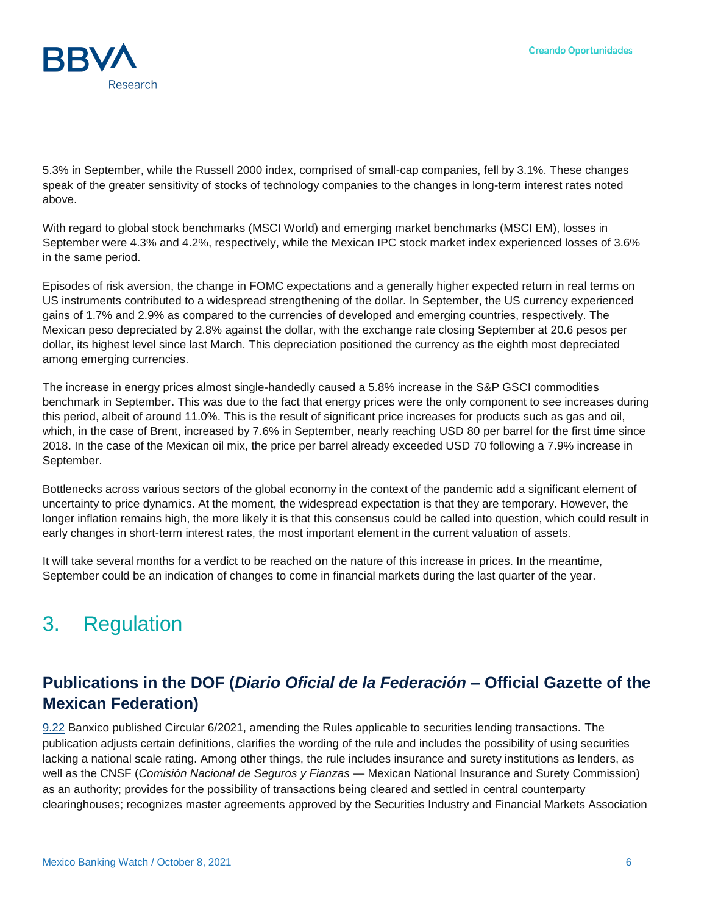5.3% in September, while the Russell 2000 index, comprised of small-cap companies, fell by 3.1%. These changes speak of the greater sensitivity of stocks of technology companies to the changes in long-term interest rates noted above.

With regard to global stock benchmarks (MSCI World) and emerging market benchmarks (MSCI EM), losses in September were 4.3% and 4.2%, respectively, while the Mexican IPC stock market index experienced losses of 3.6% in the same period.

Episodes of risk aversion, the change in FOMC expectations and a generally higher expected return in real terms on US instruments contributed to a widespread strengthening of the dollar. In September, the US currency experienced gains of 1.7% and 2.9% as compared to the currencies of developed and emerging countries, respectively. The Mexican peso depreciated by 2.8% against the dollar, with the exchange rate closing September at 20.6 pesos per dollar, its highest level since last March. This depreciation positioned the currency as the eighth most depreciated among emerging currencies.

The increase in energy prices almost single-handedly caused a 5.8% increase in the S&P GSCI commodities benchmark in September. This was due to the fact that energy prices were the only component to see increases during this period, albeit of around 11.0%. This is the result of significant price increases for products such as gas and oil, which, in the case of Brent, increased by 7.6% in September, nearly reaching USD 80 per barrel for the first time since 2018. In the case of the Mexican oil mix, the price per barrel already exceeded USD 70 following a 7.9% increase in September.

Bottlenecks across various sectors of the global economy in the context of the pandemic add a significant element of uncertainty to price dynamics. At the moment, the widespread expectation is that they are temporary. However, the longer inflation remains high, the more likely it is that this consensus could be called into question, which could result in early changes in short-term interest rates, the most important element in the current valuation of assets.

It will take several months for a verdict to be reached on the nature of this increase in prices. In the meantime, September could be an indication of changes to come in financial markets during the last quarter of the year.

# 3. Regulation

## Publications in the DOF (*Diario Oficial de la Federación* – Official Gazette of the Mexican Federation)

9.22 Banxico published Circular 6/2021, amending the Rules applicable to securities lending transactions. The publication adjusts certain definitions, clarifies the wording of the rule and includes the possibility of using securities lacking a national scale rating. Among other things, the rule includes insurance and surety institutions as lenders, as well as the CNSF (*Comisión Nacional de Seguros y Fianzas* — Mexican National Insurance and Surety Commission) as an authority; provides for the possibility of transactions being cleared and settled in central counterparty clearinghouses; recognizes master agreements approved by the Securities Industry and Financial Markets Association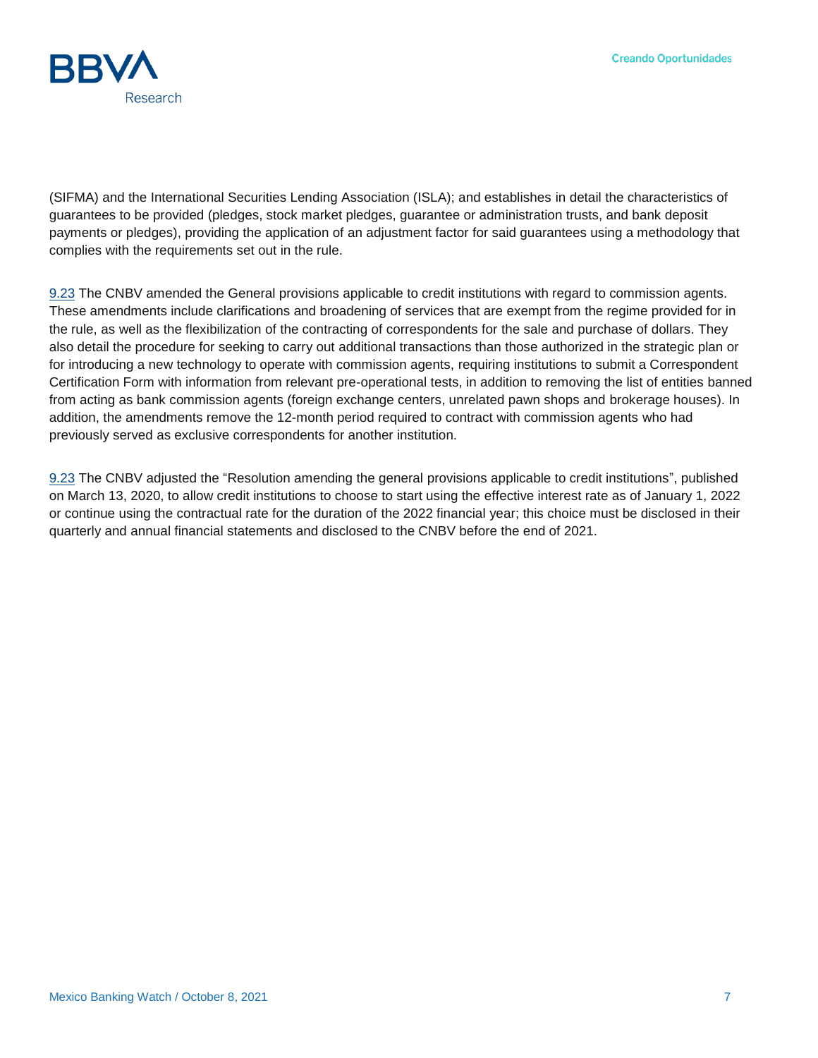(SIFMA) and the International Securities Lending Association (ISLA); and establishes in detail the characteristics of guarantees to be provided (pledges, stock market pledges, guarantee or administration trusts, and bank deposit payments or pledges), providing the application of an adjustment factor for said guarantees using a methodology that complies with the requirements set out in the rule.

9.23 The CNBV amended the General provisions applicable to credit institutions with regard to commission agents. These amendments include clarifications and broadening of services that are exempt from the regime provided for in the rule, as well as the flexibilization of the contracting of correspondents for the sale and purchase of dollars. They also detail the procedure for seeking to carry out additional transactions than those authorized in the strategic plan or for introducing a new technology to operate with commission agents, requiring institutions to submit a Correspondent Certification Form with information from relevant pre-operational tests, in addition to removing the list of entities banned from acting as bank commission agents (foreign exchange centers, unrelated pawn shops and brokerage houses). In addition, the amendments remove the 12-month period required to contract with commission agents who had previously served as exclusive correspondents for another institution.

9.23 The CNBV adjusted the "Resolution amending the general provisions applicable to credit institutions", published on March 13, 2020, to allow credit institutions to choose to start using the effective interest rate as of January 1, 2022 or continue using the contractual rate for the duration of the 2022 financial year; this choice must be disclosed in their quarterly and annual financial statements and disclosed to the CNBV before the end of 2021.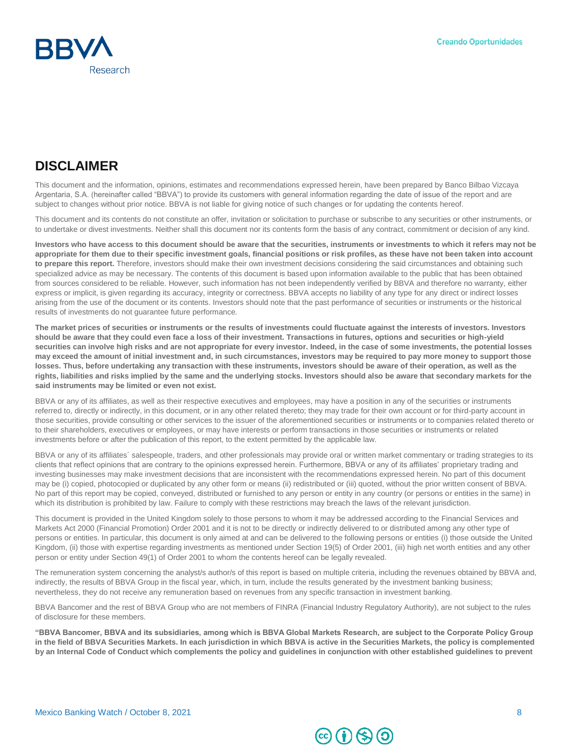# DISCLAIMER

This document and the information, opinions, estimates and recommendations expressed herein, have been prepared by Banco Bilbao Vizcaya Argentaria, S.A. (hereinafter called "BBVA") to provide its customers with general information regarding the date of issue of the report and are subject to changes without prior notice. BBVA is not liable for giving notice of such changes or for updating the contents hereof.

This document and its contents do not constitute an offer, invitation or solicitation to purchase or subscribe to any securities or other instruments, or to undertake or divest investments. Neither shall this document nor its contents form the basis of any contract, commitment or decision of any kind.

**Investors who have access to this document should be aware that the securities, instruments or investments to which it refers may not be appropriate for them due to their specific investment goals, financial positions or risk profiles, as these have not been taken into account to prepare this report.** Therefore, investors should make their own investment decisions considering the said circumstances and obtaining such specialized advice as may be necessary. The contents of this document is based upon information available to the public that has been obtained from sources considered to be reliable. However, such information has not been independently verified by BBVA and therefore no warranty, either express or implicit, is given regarding its accuracy, integrity or correctness. BBVA accepts no liability of any type for any direct or indirect losses arising from the use of the document or its contents. Investors should note that the past performance of securities or instruments or the historical results of investments do not guarantee future performance.

**The market prices of securities or instruments or the results of investments could fluctuate against the interests of investors. Investors should be aware that they could even face a loss of their investment. Transactions in futures, options and securities or high-yield securities can involve high risks and are not appropriate for every investor. Indeed, in the case of some investments, the potential losses may exceed the amount of initial investment and, in such circumstances, investors may be required to pay more money to support those losses. Thus, before undertaking any transaction with these instruments, investors should be aware of their operation, as well as the rights, liabilities and risks implied by the same and the underlying stocks. Investors should also be aware that secondary markets for the said instruments may be limited or even not exist.**

BBVA or any of its affiliates, as well as their respective executives and employees, may have a position in any of the securities or instruments referred to, directly or indirectly, in this document, or in any other related thereto; they may trade for their own account or for third-party account in those securities, provide consulting or other services to the issuer of the aforementioned securities or instruments or to companies related thereto or to their shareholders, executives or employees, or may have interests or perform transactions in those securities or instruments or related investments before or after the publication of this report, to the extent permitted by the applicable law.

BBVA or any of its affiliates´ salespeople, traders, and other professionals may provide oral or written market commentary or trading strategies to its clients that reflect opinions that are contrary to the opinions expressed herein. Furthermore, BBVA or any of its affiliates' proprietary trading and investing businesses may make investment decisions that are inconsistent with the recommendations expressed herein. No part of this document may be (i) copied, photocopied or duplicated by any other form or means (ii) redistributed or (iii) quoted, without the prior written consent of BBVA. No part of this report may be copied, conveyed, distributed or furnished to any person or entity in any country (or persons or entities in the same) in which its distribution is prohibited by law. Failure to comply with these restrictions may breach the laws of the relevant jurisdiction.

This document is provided in the United Kingdom solely to those persons to whom it may be addressed according to the Financial Services and Markets Act 2000 (Financial Promotion) Order 2001 and it is not to be directly or indirectly delivered to or distributed among any other type of persons or entities. In particular, this document is only aimed at and can be delivered to the following persons or entities (i) those outside the United Kingdom, (ii) those with expertise regarding investments as mentioned under Section 19(5) of Order 2001, (iii) high net worth entities and any other person or entity under Section 49(1) of Order 2001 to whom the contents hereof can be legally revealed.

The remuneration system concerning the analyst/s author/s of this report is based on multiple criteria, including the revenues obtained by BBVA and, indirectly, the results of BBVA Group in the fiscal year, which, in turn, include the results generated by the investment banking business; nevertheless, they do not receive any remuneration based on revenues from any specific transaction in investment banking.

BBVA Bancomer and the rest of BBVA Group who are not members of FINRA (Financial Industry Regulatory Authority), are not subject to the rules of disclosure for these members.

**"BBVA Bancomer, BBVA and its subsidiaries, among which is BBVA Global Markets Research, are subject to the Corporate Policy Group in the field of BBVA Securities Markets. In each jurisdiction in which BBVA is active in the Securities Markets, the policy is complemented by an Internal Code of Conduct which complements the policy and guidelines in conjunction with other established guidelines to prevent**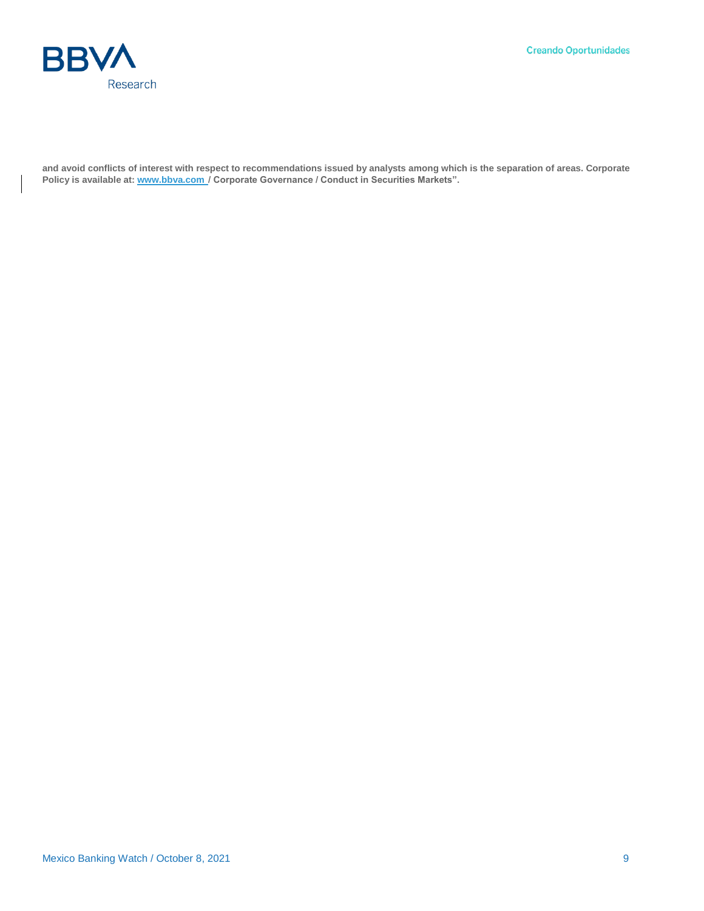**and avoid conflicts of interest with respect to recommendations issued by analysts among which is the separation of areas. Corporate Policy is available at: [www.bbva.com](http://www.bbva.com) / Corporate Governance / Conduct in Securities Markets".**